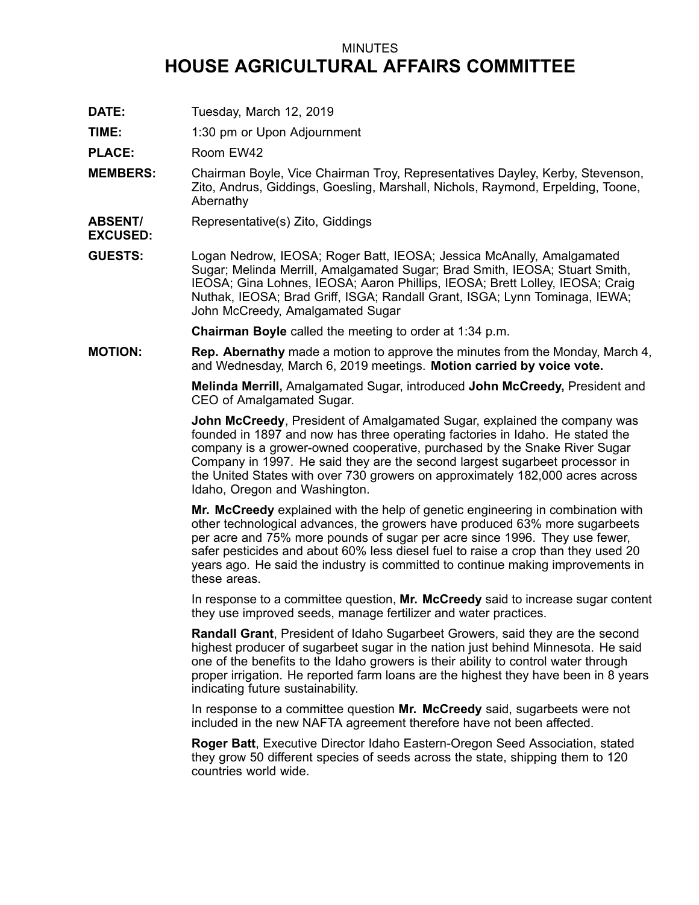MINUTES

# HOUSE AGRICULTURAL AFFAIRS COMMITTEE

**DATE:** Tuesday, March 12, 2019

**TIME:** 1:30 pm or Upon Adjournment

**PLACE:** Room EW42

**MEMBERS:** Chairman Boyle, Vice Chairman Troy, Representatives Dayley, Kerby, Stevenson, Zito, Andrus, Giddings, Goesling, Marshall, Nichols, Raymond, Erpelding, Toone, Abernathy

**ABSENT/ EXCUSED:** Representative(s) Zito, Giddings

**GUESTS:** Logan Nedrow, IEOSA; Roger Batt, IEOSA; Jessica McAnally, Amalgamated Sugar; Melinda Merrill, Amalgamated Sugar; Brad Smith, IEOSA; Stuart Smith, IEOSA; Gina Lohnes, IEOSA; Aaron Phillips, IEOSA; Brett Lolley, IEOSA; Craig Nuthak, IEOSA; Brad Griff, ISGA; Randall Grant, ISGA; Lynn Tominaga, IEWA; John McCreedy, Amalgamated Sugar

**Chairman Boyle** called the meeting to order at 1:34 p.m.

**MOTION:** **Rep. Abernathy** made a motion to approve the minutes from the Monday, March 4, and Wednesday, March 6, 2019 meetings. **Motion carried by voice vote.**

**Melinda Merrill,** Amalgamated Sugar, introduced **John McCreedy,** President and CEO of Amalgamated Sugar.

**John McCreedy**, President of Amalgamated Sugar, explained the company was founded in 1897 and now has three operating factories in Idaho. He stated the company is a grower-owned cooperative, purchased by the Snake River Sugar Company in 1997. He said they are the second largest sugarbeet processor in the United States with over 730 growers on approximately 182,000 acres across Idaho, Oregon and Washington.

**Mr. McCreedy** explained with the help of genetic engineering in combination with other technological advances, the growers have produced 63% more sugarbeets per acre and 75% more pounds of sugar per acre since 1996. They use fewer, safer pesticides and about 60% less diesel fuel to raise a crop than they used 20 years ago. He said the industry is committed to continue making improvements in these areas.

In response to a committee question, **Mr. McCreedy** said to increase sugar content they use improved seeds, manage fertilizer and water practices.

**Randall Grant**, President of Idaho Sugarbeet Growers, said they are the second highest producer of sugarbeet sugar in the nation just behind Minnesota. He said one of the benefits to the Idaho growers is their ability to control water through proper irrigation. He reported farm loans are the highest they have been in 8 years indicating future sustainability.

In response to a committee question **Mr. McCreedy** said, sugarbeets were not included in the new NAFTA agreement therefore have not been affected.

**Roger Batt**, Executive Director Idaho Eastern-Oregon Seed Association, stated they grow 50 different species of seeds across the state, shipping them to 120 countries world wide.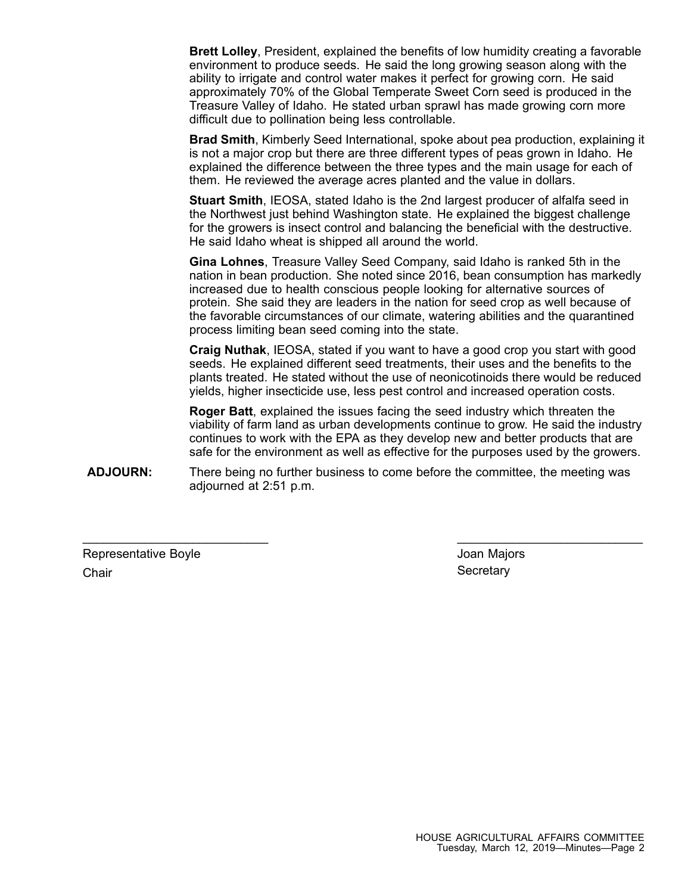**Brett Lolley**, President, explained the benefits of low humidity creating a favorable environment to produce seeds. He said the long growing season along with the ability to irrigate and control water makes it perfect for growing corn. He said approximately 70% of the Global Temperate Sweet Corn seed is produced in the Treasure Valley of Idaho. He stated urban sprawl has made growing corn more difficult due to pollination being less controllable.

**Brad Smith**, Kimberly Seed International, spoke about pea production, explaining it is not a major crop but there are three different types of peas grown in Idaho. He explained the difference between the three types and the main usage for each of them. He reviewed the average acres planted and the value in dollars.

**Stuart Smith**, IEOSA, stated Idaho is the 2nd largest producer of alfalfa seed in the Northwest just behind Washington state. He explained the biggest challenge for the growers is insect control and balancing the beneficial with the destructive. He said Idaho wheat is shipped all around the world.

**Gina Lohnes**, Treasure Valley Seed Company, said Idaho is ranked 5th in the nation in bean production. She noted since 2016, bean consumption has markedly increased due to health conscious people looking for alternative sources of protein. She said they are leaders in the nation for seed crop as well because of the favorable circumstances of our climate, watering abilities and the quarantined process limiting bean seed coming into the state.

**Craig Nuthak**, IEOSA, stated if you want to have a good crop you start with good seeds. He explained different seed treatments, their uses and the benefits to the plants treated. He stated without the use of neonicotinoids there would be reduced yields, higher insecticide use, less pest control and increased operation costs.

**Roger Batt**, explained the issues facing the seed industry which threaten the viability of farm land as urban developments continue to grow. He said the industry continues to work with the EPA as they develop new and better products that are safe for the environment as well as effective for the purposes used by the growers.

**ADJOURN:** There being no further business to come before the committee, the meeting was adjourned at 2:51 p.m.

___________________________
Representative Boyle
Chair

___________________________
Joan Majors
Secretary